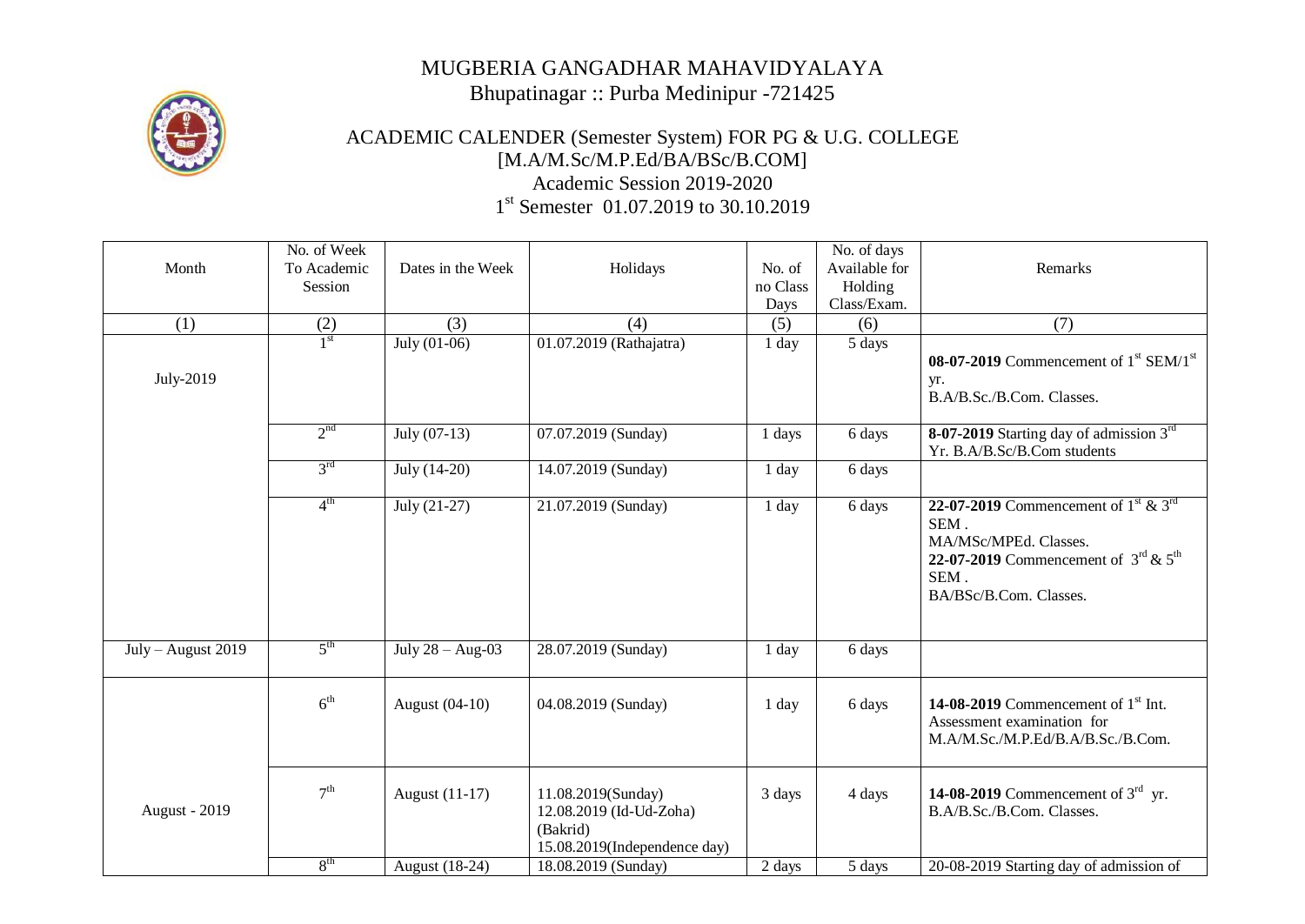# MUGBERIA GANGADHAR MAHAVIDYALAYA

Bhupatinagar :: Purba Medinipur -721425

## ACADEMIC CALENDER (Semester System) FOR PG & U.G. COLLEGE

[M.A/M.Sc/M.P.Ed/BA/BSc/B.COM]

Academic Session 2019-2020

1st Semester 01.07.2019 to 30.10.2019

| Month | No. of Week To Academic Session | Dates in the Week | Holidays | No. of no Class Days | No. of days Available for Holding Class/Exam. | Remarks |
|---|---|---|---|---|---|---|
| (1) | (2) | (3) | (4) | (5) | (6) | (7) |
| July-2019 | 1st | July (01-06) | 01.07.2019 (Rathajatra) | 1 day | 5 days | **08-07-2019** Commencement of 1st SEM/1st yr. B.A/B.Sc./B.Com. Classes. |
| | 2nd | July (07-13) | 07.07.2019 (Sunday) | 1 days | 6 days | **8-07-2019** Starting day of admission 3rd Yr. B.A/B.Sc/B.Com students |
| | 3rd | July (14-20) | 14.07.2019 (Sunday) | 1 day | 6 days | |
| | 4th | July (21-27) | 21.07.2019 (Sunday) | 1 day | 6 days | **22-07-2019** Commencement of 1st & 3rd SEM . MA/MSc/MPEd. Classes. **22-07-2019** Commencement of 3rd & 5th SEM . BA/BSc/B.Com. Classes. |
| July – August 2019 | 5th | July 28 – Aug-03 | 28.07.2019 (Sunday) | 1 day | 6 days | |
| August - 2019 | 6th | August (04-10) | 04.08.2019 (Sunday) | 1 day | 6 days | **14-08-2019** Commencement of 1st Int. Assessment examination for M.A/M.Sc./M.P.Ed/B.A/B.Sc./B.Com. |
| | 7th | August (11-17) | 11.08.2019(Sunday) 12.08.2019 (Id-Ud-Zoha) (Bakrid) 15.08.2019(Independence day) | 3 days | 4 days | **14-08-2019** Commencement of 3rd yr. B.A/B.Sc./B.Com. Classes. |
| | 8th | August (18-24) | 18.08.2019 (Sunday) | 2 days | 5 days | 20-08-2019 Starting day of admission of |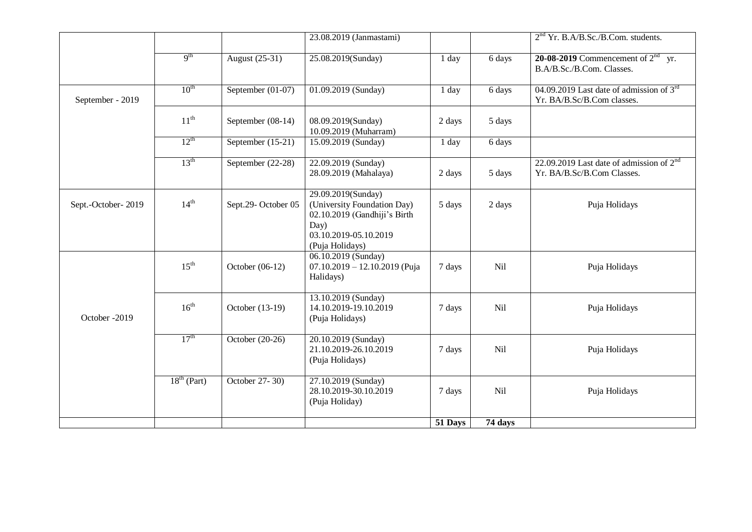| | | | | | | |
|---|---|---|---|---|---|---|
| | | | 23.08.2019 (Janmastami) | | | 2nd Yr. B.A/B.Sc./B.Com. students. |
| | 9th | August (25-31) | 25.08.2019(Sunday) | 1 day | 6 days | **20-08-2019** Commencement of 2nd yr. B.A/B.Sc./B.Com. Classes. |
| September - 2019 | 10th | September (01-07) | 01.09.2019 (Sunday) | 1 day | 6 days | 04.09.2019 Last date of admission of 3rd Yr. BA/B.Sc/B.Com classes. |
| | 11th | September (08-14) | 08.09.2019(Sunday)<br>10.09.2019 (Muharram) | 2 days | 5 days | |
| | 12th | September (15-21) | 15.09.2019 (Sunday) | 1 day | 6 days | |
| | 13th | September (22-28) | 22.09.2019 (Sunday)<br>28.09.2019 (Mahalaya) | 2 days | 5 days | 22.09.2019 Last date of admission of 2nd Yr. BA/B.Sc/B.Com Classes. |
| Sept.-October- 2019 | 14th | Sept.29- October 05 | 29.09.2019(Sunday)<br>(University Foundation Day)<br>02.10.2019 (Gandhiji's Birth Day)<br>03.10.2019-05.10.2019<br>(Puja Holidays) | 5 days | 2 days | Puja Holidays |
| October -2019 | 15th | October (06-12) | 06.10.2019 (Sunday)<br>07.10.2019 – 12.10.2019 (Puja Halidays) | 7 days | Nil | Puja Holidays |
| | 16th | October (13-19) | 13.10.2019 (Sunday)<br>14.10.2019-19.10.2019<br>(Puja Holidays) | 7 days | Nil | Puja Holidays |
| | 17th | October (20-26) | 20.10.2019 (Sunday)<br>21.10.2019-26.10.2019<br>(Puja Holidays) | 7 days | Nil | Puja Holidays |
| | 18th (Part) | October 27- 30) | 27.10.2019 (Sunday)<br>28.10.2019-30.10.2019<br>(Puja Holiday) | 7 days | Nil | Puja Holidays |
| | | | | **51 Days** | **74 days** | |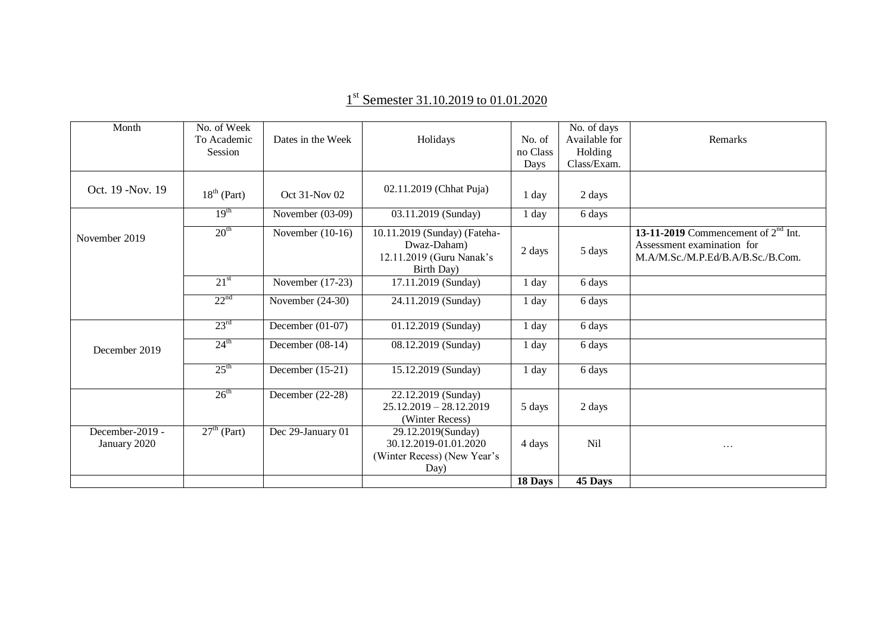# 1st Semester 31.10.2019 to 01.01.2020

| Month | No. of Week To Academic Session | Dates in the Week | Holidays | No. of no Class Days | No. of days Available for Holding Class/Exam. | Remarks |
|---|---|---|---|---|---|---|
| Oct. 19 -Nov. 19 | 18th (Part) | Oct 31-Nov 02 | 02.11.2019 (Chhat Puja) | 1 day | 2 days | |
| November 2019 | 19th | November (03-09) | 03.11.2019 (Sunday) | 1 day | 6 days | |
| | 20th | November (10-16) | 10.11.2019 (Sunday) (Fateha-Dwaz-Daham) 12.11.2019 (Guru Nanak's Birth Day) | 2 days | 5 days | **13-11-2019** Commencement of 2nd Int. Assessment examination for M.A/M.Sc./M.P.Ed/B.A/B.Sc./B.Com. |
| | 21st | November (17-23) | 17.11.2019 (Sunday) | 1 day | 6 days | |
| | 22nd | November (24-30) | 24.11.2019 (Sunday) | 1 day | 6 days | |
| December 2019 | 23rd | December (01-07) | 01.12.2019 (Sunday) | 1 day | 6 days | |
| | 24th | December (08-14) | 08.12.2019 (Sunday) | 1 day | 6 days | |
| | 25th | December (15-21) | 15.12.2019 (Sunday) | 1 day | 6 days | |
| | 26th | December (22-28) | 22.12.2019 (Sunday) 25.12.2019 – 28.12.2019 (Winter Recess) | 5 days | 2 days | |
| December-2019 - January 2020 | 27th (Part) | Dec 29-January 01 | 29.12.2019(Sunday) 30.12.2019-01.01.2020 (Winter Recess) (New Year's Day) | 4 days | Nil | … |
| | | | | **18 Days** | **45 Days** | |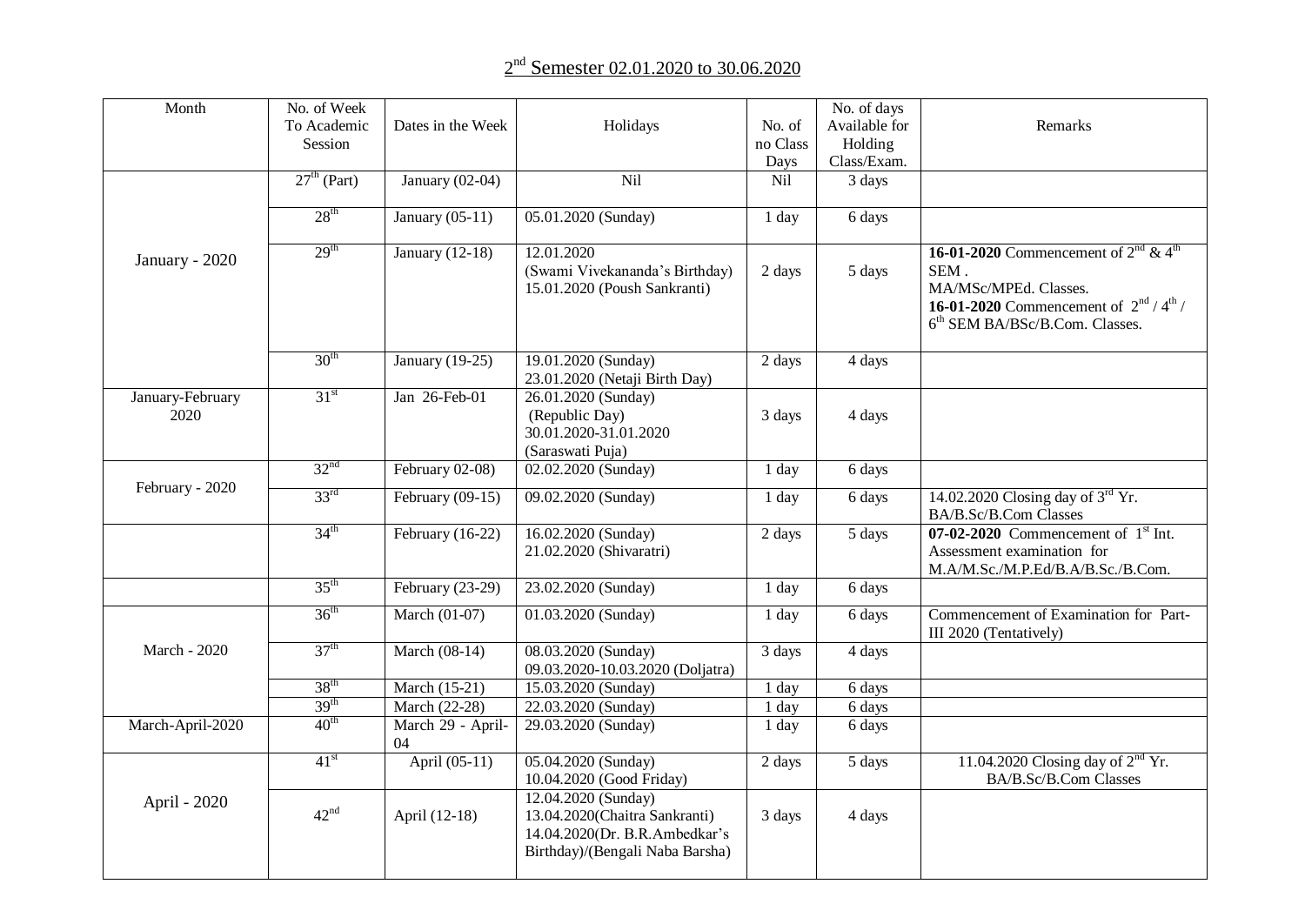## 2nd Semester 02.01.2020 to 30.06.2020

| Month | No. of Week To Academic Session | Dates in the Week | Holidays | No. of no Class Days | No. of days Available for Holding Class/Exam. | Remarks |
|---|---|---|---|---|---|---|
| January - 2020 | 27th (Part) | January (02-04) | Nil | Nil | 3 days | |
| | 28th | January (05-11) | 05.01.2020 (Sunday) | 1 day | 6 days | |
| | 29th | January (12-18) | 12.01.2020 (Swami Vivekananda's Birthday) 15.01.2020 (Poush Sankranti) | 2 days | 5 days | **16-01-2020** Commencement of 2nd & 4th SEM . MA/MSc/MPEd. Classes. **16-01-2020** Commencement of 2nd / 4th / 6th SEM BA/BSc/B.Com. Classes. |
| | 30th | January (19-25) | 19.01.2020 (Sunday) 23.01.2020 (Netaji Birth Day) | 2 days | 4 days | |
| January-February 2020 | 31st | Jan 26-Feb-01 | 26.01.2020 (Sunday) (Republic Day) 30.01.2020-31.01.2020 (Saraswati Puja) | 3 days | 4 days | |
| February - 2020 | 32nd | February 02-08) | 02.02.2020 (Sunday) | 1 day | 6 days | |
| | 33rd | February (09-15) | 09.02.2020 (Sunday) | 1 day | 6 days | 14.02.2020 Closing day of 3rd Yr. BA/B.Sc/B.Com Classes |
| | 34th | February (16-22) | 16.02.2020 (Sunday) 21.02.2020 (Shivaratri) | 2 days | 5 days | **07-02-2020** Commencement of 1st Int. Assessment examination for M.A/M.Sc./M.P.Ed/B.A/B.Sc./B.Com. |
| | 35th | February (23-29) | 23.02.2020 (Sunday) | 1 day | 6 days | |
| March - 2020 | 36th | March (01-07) | 01.03.2020 (Sunday) | 1 day | 6 days | Commencement of Examination for Part-III 2020 (Tentatively) |
| | 37th | March (08-14) | 08.03.2020 (Sunday) 09.03.2020-10.03.2020 (Doljatra) | 3 days | 4 days | |
| | 38th | March (15-21) | 15.03.2020 (Sunday) | 1 day | 6 days | |
| | 39th | March (22-28) | 22.03.2020 (Sunday) | 1 day | 6 days | |
| March-April-2020 | 40th | March 29 - April-04 | 29.03.2020 (Sunday) | 1 day | 6 days | |
| April - 2020 | 41st | April (05-11) | 05.04.2020 (Sunday) 10.04.2020 (Good Friday) | 2 days | 5 days | 11.04.2020 Closing day of 2nd Yr. BA/B.Sc/B.Com Classes |
| | 42nd | April (12-18) | 12.04.2020 (Sunday) 13.04.2020(Chaitra Sankranti) 14.04.2020(Dr. B.R.Ambedkar's Birthday)/(Bengali Naba Barsha) | 3 days | 4 days | |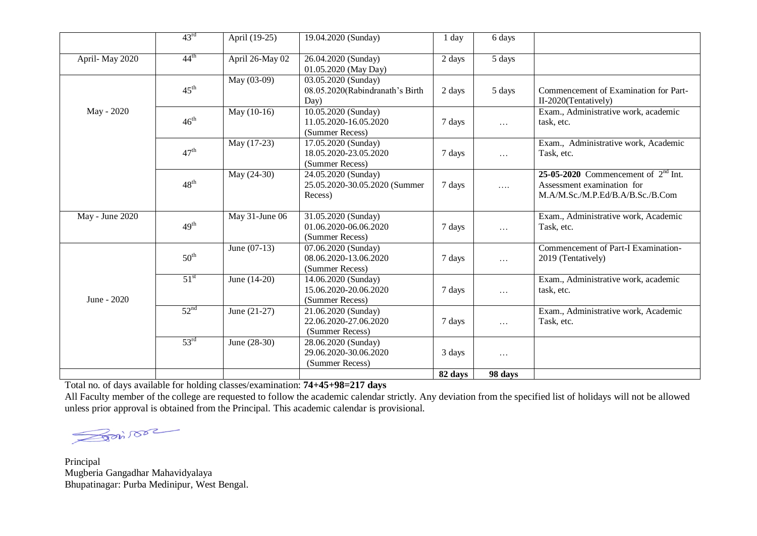| | | | | | | |
|---|---|---|---|---|---|---|
| | 43rd | April (19-25) | 19.04.2020 (Sunday) | 1 day | 6 days | |
| April- May 2020 | 44th | April 26-May 02 | 26.04.2020 (Sunday)<br>01.05.2020 (May Day) | 2 days | 5 days | |
| May - 2020 | 45th | May (03-09) | 03.05.2020 (Sunday)<br>08.05.2020(Rabindranath's Birth Day) | 2 days | 5 days | Commencement of Examination for Part-II-2020(Tentatively) |
| | 46th | May (10-16) | 10.05.2020 (Sunday)<br>11.05.2020-16.05.2020<br>(Summer Recess) | 7 days | … | Exam., Administrative work, academic task, etc. |
| | 47th | May (17-23) | 17.05.2020 (Sunday)<br>18.05.2020-23.05.2020<br>(Summer Recess) | 7 days | … | Exam., Administrative work, Academic Task, etc. |
| | 48th | May (24-30) | 24.05.2020 (Sunday)<br>25.05.2020-30.05.2020 (Summer Recess) | 7 days | …. | **25-05-2020** Commencement of 2nd Int. Assessment examination for M.A/M.Sc./M.P.Ed/B.A/B.Sc./B.Com |
| May - June 2020 | 49th | May 31-June 06 | 31.05.2020 (Sunday)<br>01.06.2020-06.06.2020<br>(Summer Recess) | 7 days | … | Exam., Administrative work, Academic Task, etc. |
| June - 2020 | 50th | June (07-13) | 07.06.2020 (Sunday)<br>08.06.2020-13.06.2020<br>(Summer Recess) | 7 days | … | Commencement of Part-I Examination-2019 (Tentatively) |
| | 51st | June (14-20) | 14.06.2020 (Sunday)<br>15.06.2020-20.06.2020<br>(Summer Recess) | 7 days | … | Exam., Administrative work, academic task, etc. |
| | 52nd | June (21-27) | 21.06.2020 (Sunday)<br>22.06.2020-27.06.2020<br>(Summer Recess) | 7 days | … | Exam., Administrative work, Academic Task, etc. |
| | 53rd | June (28-30) | 28.06.2020 (Sunday)<br>29.06.2020-30.06.2020<br>(Summer Recess) | 3 days | … | |
| | | | | **82 days** | **98 days** | |

Total no. of days available for holding classes/examination: **74+45+98=217 days**

All Faculty member of the college are requested to follow the academic calendar strictly. Any deviation from the specified list of holidays will not be allowed unless prior approval is obtained from the Principal. This academic calendar is provisional.

Principal
Mugberia Gangadhar Mahavidyalaya
Bhupatinagar: Purba Medinipur, West Bengal.